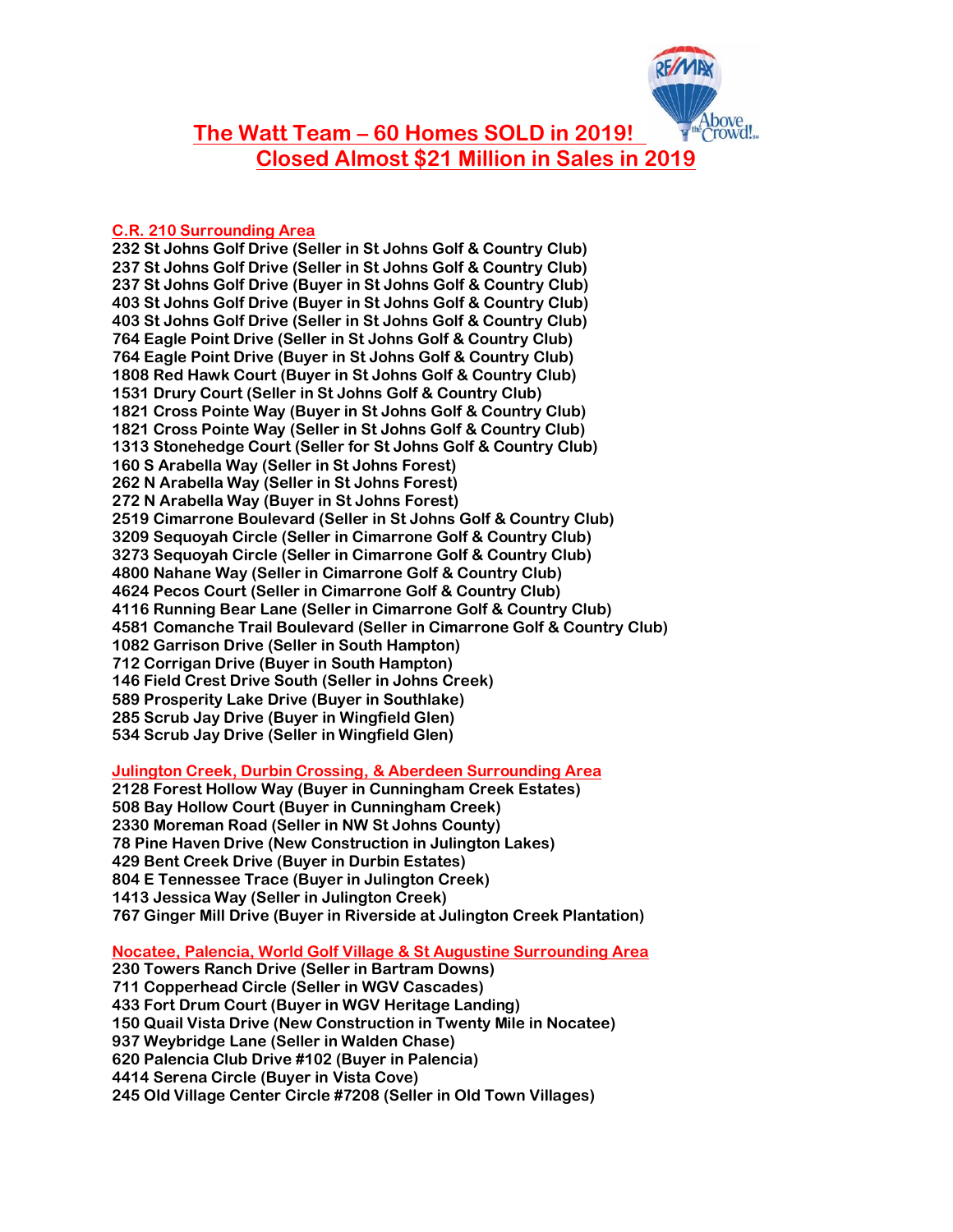# The Watt Team – 60 Homes SOLD in 2019!
# Closed Almost $21 Million in Sales in 2019

## C.R. 210 Surrounding Area

**232 St Johns Golf Drive (Seller in St Johns Golf & Country Club)**
**237 St Johns Golf Drive (Seller in St Johns Golf & Country Club)**
**237 St Johns Golf Drive (Buyer in St Johns Golf & Country Club)**
**403 St Johns Golf Drive (Buyer in St Johns Golf & Country Club)**
**403 St Johns Golf Drive (Seller in St Johns Golf & Country Club)**
**764 Eagle Point Drive (Seller in St Johns Golf & Country Club)**
**764 Eagle Point Drive (Buyer in St Johns Golf & Country Club)**
**1808 Red Hawk Court (Buyer in St Johns Golf & Country Club)**
**1531 Drury Court (Seller in St Johns Golf & Country Club)**
**1821 Cross Pointe Way (Buyer in St Johns Golf & Country Club)**
**1821 Cross Pointe Way (Seller in St Johns Golf & Country Club)**
**1313 Stonehedge Court (Seller for St Johns Golf & Country Club)**
**160 S Arabella Way (Seller in St Johns Forest)**
**262 N Arabella Way (Seller in St Johns Forest)**
**272 N Arabella Way (Buyer in St Johns Forest)**
**2519 Cimarrone Boulevard (Seller in St Johns Golf & Country Club)**
**3209 Sequoyah Circle (Seller in Cimarrone Golf & Country Club)**
**3273 Sequoyah Circle (Seller in Cimarrone Golf & Country Club)**
**4800 Nahane Way (Seller in Cimarrone Golf & Country Club)**
**4624 Pecos Court (Seller in Cimarrone Golf & Country Club)**
**4116 Running Bear Lane (Seller in Cimarrone Golf & Country Club)**
**4581 Comanche Trail Boulevard (Seller in Cimarrone Golf & Country Club)**
**1082 Garrison Drive (Seller in South Hampton)**
**712 Corrigan Drive (Buyer in South Hampton)**
**146 Field Crest Drive South (Seller in Johns Creek)**
**589 Prosperity Lake Drive (Buyer in Southlake)**
**285 Scrub Jay Drive (Buyer in Wingfield Glen)**
**534 Scrub Jay Drive (Seller in Wingfield Glen)**

## Julington Creek, Durbin Crossing, & Aberdeen Surrounding Area

**2128 Forest Hollow Way (Buyer in Cunningham Creek Estates)**
**508 Bay Hollow Court (Buyer in Cunningham Creek)**
**2330 Moreman Road (Seller in NW St Johns County)**
**78 Pine Haven Drive (New Construction in Julington Lakes)**
**429 Bent Creek Drive (Buyer in Durbin Estates)**
**804 E Tennessee Trace (Buyer in Julington Creek)**
**1413 Jessica Way (Seller in Julington Creek)**
**767 Ginger Mill Drive (Buyer in Riverside at Julington Creek Plantation)**

## Nocatee, Palencia, World Golf Village & St Augustine Surrounding Area

**230 Towers Ranch Drive (Seller in Bartram Downs)**
**711 Copperhead Circle (Seller in WGV Cascades)**
**433 Fort Drum Court (Buyer in WGV Heritage Landing)**
**150 Quail Vista Drive (New Construction in Twenty Mile in Nocatee)**
**937 Weybridge Lane (Seller in Walden Chase)**
**620 Palencia Club Drive #102 (Buyer in Palencia)**
**4414 Serena Circle (Buyer in Vista Cove)**
**245 Old Village Center Circle #7208 (Seller in Old Town Villages)**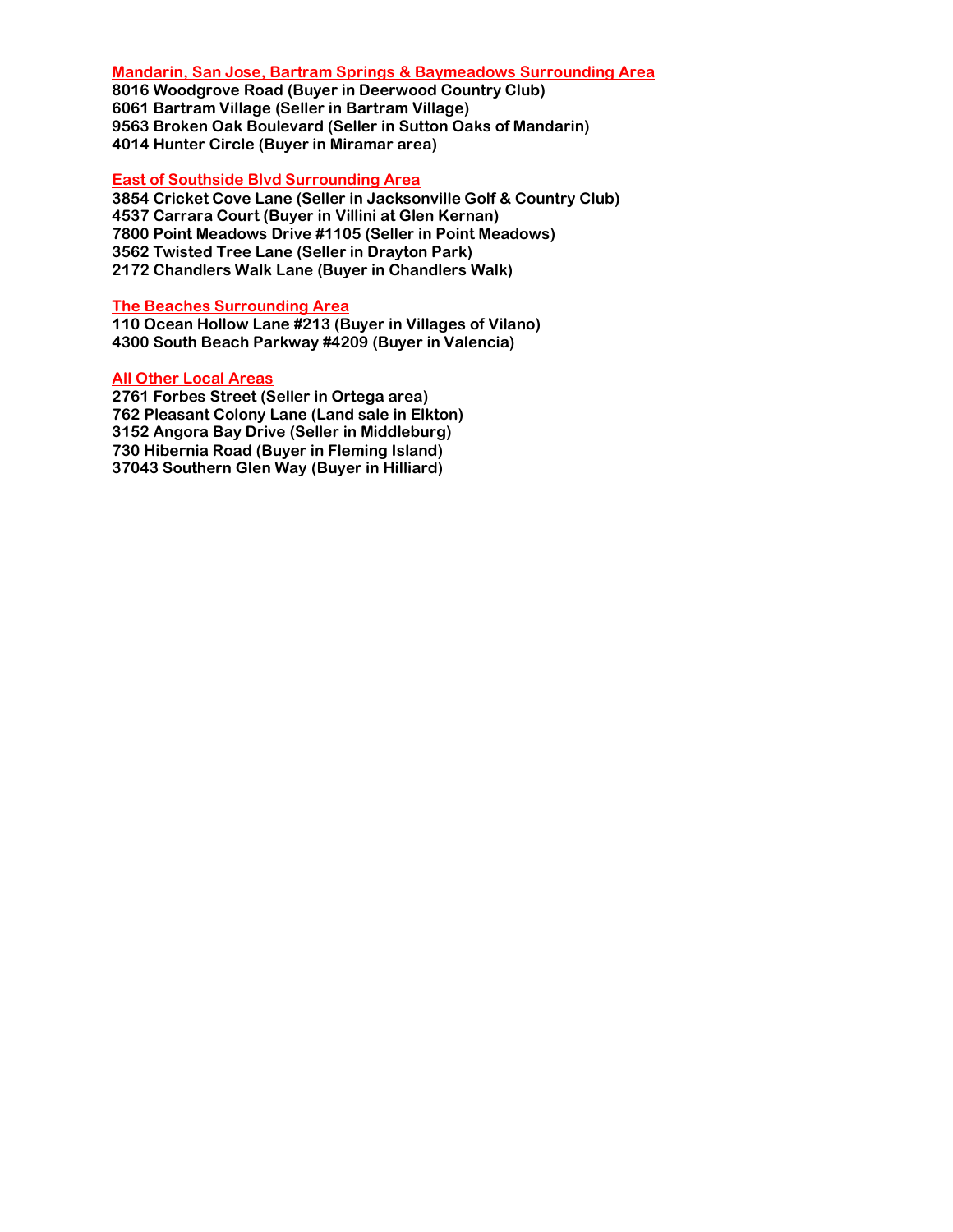## Mandarin, San Jose, Bartram Springs & Baymeadows Surrounding Area

**8016 Woodgrove Road (Buyer in Deerwood Country Club)**
**6061 Bartram Village (Seller in Bartram Village)**
**9563 Broken Oak Boulevard (Seller in Sutton Oaks of Mandarin)**
**4014 Hunter Circle (Buyer in Miramar area)**

## East of Southside Blvd Surrounding Area

**3854 Cricket Cove Lane (Seller in Jacksonville Golf & Country Club)**
**4537 Carrara Court (Buyer in Villini at Glen Kernan)**
**7800 Point Meadows Drive #1105 (Seller in Point Meadows)**
**3562 Twisted Tree Lane (Seller in Drayton Park)**
**2172 Chandlers Walk Lane (Buyer in Chandlers Walk)**

## The Beaches Surrounding Area

**110 Ocean Hollow Lane #213 (Buyer in Villages of Vilano)**
**4300 South Beach Parkway #4209 (Buyer in Valencia)**

## All Other Local Areas

**2761 Forbes Street (Seller in Ortega area)**
**762 Pleasant Colony Lane (Land sale in Elkton)**
**3152 Angora Bay Drive (Seller in Middleburg)**
**730 Hibernia Road (Buyer in Fleming Island)**
**37043 Southern Glen Way (Buyer in Hilliard)**